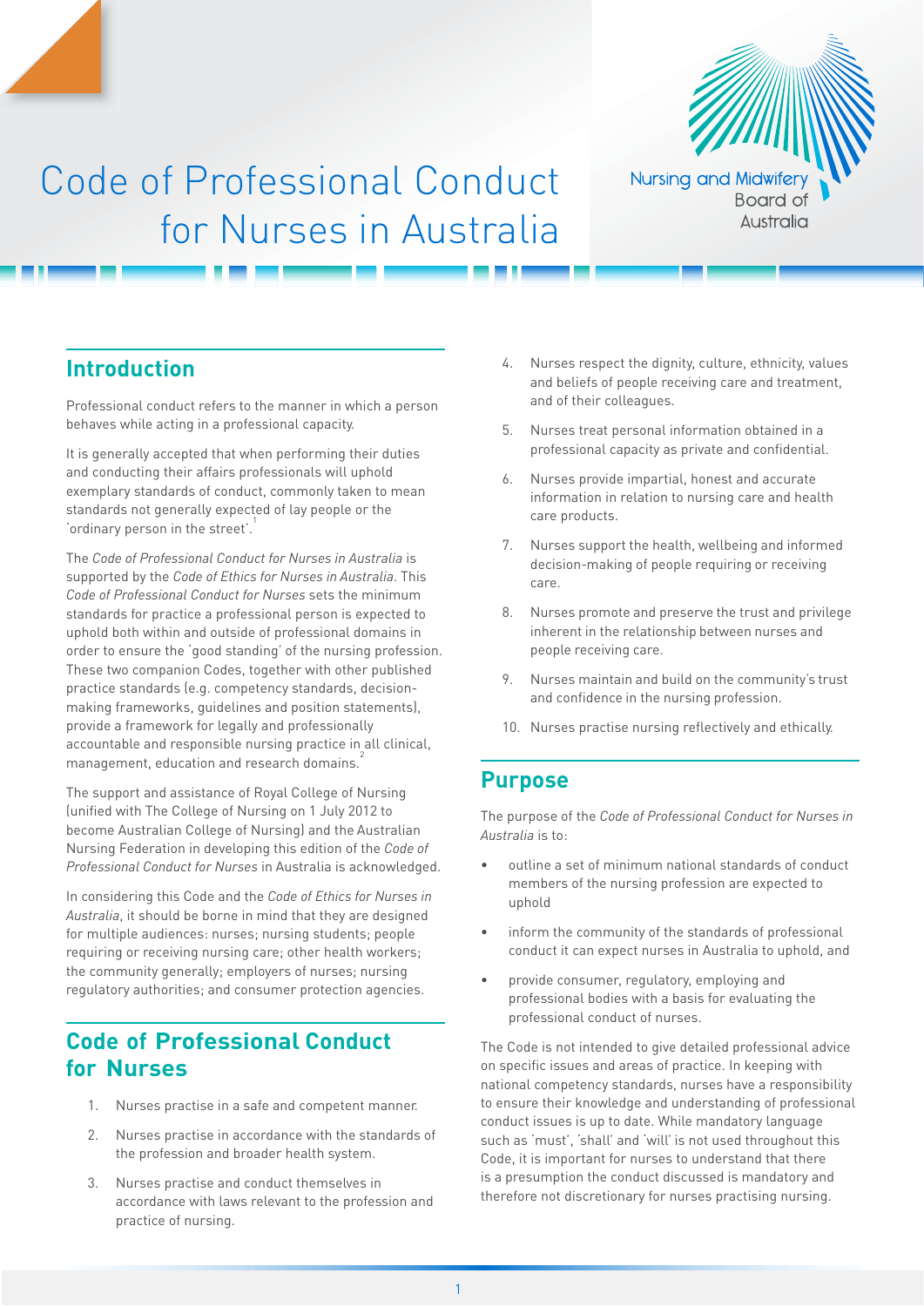# Code of Professional Conduct for Nurses in Australia

Nursing and Midwifery Board of Australia

## Introduction

Professional conduct refers to the manner in which a person behaves while acting in a professional capacity.

It is generally accepted that when performing their duties and conducting their affairs professionals will uphold exemplary standards of conduct, commonly taken to mean standards not generally expected of lay people or the 'ordinary person in the street'.[1]

The *Code of Professional Conduct for Nurses in Australia* is supported by the *Code of Ethics for Nurses in Australia*. This *Code of Professional Conduct for Nurses* sets the minimum standards for practice a professional person is expected to uphold both within and outside of professional domains in order to ensure the 'good standing' of the nursing profession. These two companion Codes, together with other published practice standards (e.g. competency standards, decision-making frameworks, guidelines and position statements), provide a framework for legally and professionally accountable and responsible nursing practice in all clinical, management, education and research domains.[2]

The support and assistance of Royal College of Nursing (unified with The College of Nursing on 1 July 2012 to become Australian College of Nursing) and the Australian Nursing Federation in developing this edition of the *Code of Professional Conduct for Nurses* in Australia is acknowledged.

In considering this Code and the *Code of Ethics for Nurses in Australia*, it should be borne in mind that they are designed for multiple audiences: nurses; nursing students; people requiring or receiving nursing care; other health workers; the community generally; employers of nurses; nursing regulatory authorities; and consumer protection agencies.

## Code of Professional Conduct for Nurses

1. Nurses practise in a safe and competent manner.
2. Nurses practise in accordance with the standards of the profession and broader health system.
3. Nurses practise and conduct themselves in accordance with laws relevant to the profession and practice of nursing.
4. Nurses respect the dignity, culture, ethnicity, values and beliefs of people receiving care and treatment, and of their colleagues.
5. Nurses treat personal information obtained in a professional capacity as private and confidential.
6. Nurses provide impartial, honest and accurate information in relation to nursing care and health care products.
7. Nurses support the health, wellbeing and informed decision-making of people requiring or receiving care.
8. Nurses promote and preserve the trust and privilege inherent in the relationship between nurses and people receiving care.
9. Nurses maintain and build on the community's trust and confidence in the nursing profession.
10. Nurses practise nursing reflectively and ethically.

## Purpose

The purpose of the *Code of Professional Conduct for Nurses in Australia* is to:

- outline a set of minimum national standards of conduct members of the nursing profession are expected to uphold
- inform the community of the standards of professional conduct it can expect nurses in Australia to uphold, and
- provide consumer, regulatory, employing and professional bodies with a basis for evaluating the professional conduct of nurses.

The Code is not intended to give detailed professional advice on specific issues and areas of practice. In keeping with national competency standards, nurses have a responsibility to ensure their knowledge and understanding of professional conduct issues is up to date. While mandatory language such as 'must', 'shall' and 'will' is not used throughout this Code, it is important for nurses to understand that there is a presumption the conduct discussed is mandatory and therefore not discretionary for nurses practising nursing.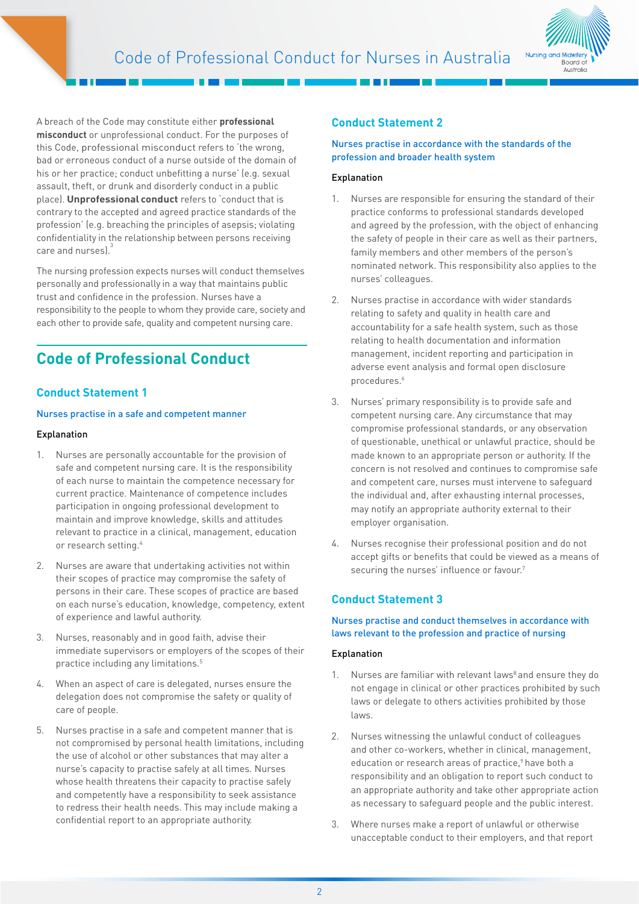A breach of the Code may constitute either **professional misconduct** or unprofessional conduct. For the purposes of this Code, professional misconduct refers to 'the wrong, bad or erroneous conduct of a nurse outside of the domain of his or her practice; conduct unbefitting a nurse' (e.g. sexual assault, theft, or drunk and disorderly conduct in a public place). **Unprofessional conduct** refers to 'conduct that is contrary to the accepted and agreed practice standards of the profession' (e.g. breaching the principles of asepsis; violating confidentiality in the relationship between persons receiving care and nurses).[3]

The nursing profession expects nurses will conduct themselves personally and professionally in a way that maintains public trust and confidence in the profession. Nurses have a responsibility to the people to whom they provide care, society and each other to provide safe, quality and competent nursing care.

## Code of Professional Conduct

### Conduct Statement 1

#### Nurses practise in a safe and competent manner

**Explanation**

1. Nurses are personally accountable for the provision of safe and competent nursing care. It is the responsibility of each nurse to maintain the competence necessary for current practice. Maintenance of competence includes participation in ongoing professional development to maintain and improve knowledge, skills and attitudes relevant to practice in a clinical, management, education or research setting.[4]
2. Nurses are aware that undertaking activities not within their scopes of practice may compromise the safety of persons in their care. These scopes of practice are based on each nurse's education, knowledge, competency, extent of experience and lawful authority.
3. Nurses, reasonably and in good faith, advise their immediate supervisors or employers of the scopes of their practice including any limitations.[5]
4. When an aspect of care is delegated, nurses ensure the delegation does not compromise the safety or quality of care of people.
5. Nurses practise in a safe and competent manner that is not compromised by personal health limitations, including the use of alcohol or other substances that may alter a nurse's capacity to practise safely at all times. Nurses whose health threatens their capacity to practise safely and competently have a responsibility to seek assistance to redress their health needs. This may include making a confidential report to an appropriate authority.

### Conduct Statement 2

#### Nurses practise in accordance with the standards of the profession and broader health system

**Explanation**

1. Nurses are responsible for ensuring the standard of their practice conforms to professional standards developed and agreed by the profession, with the object of enhancing the safety of people in their care as well as their partners, family members and other members of the person's nominated network. This responsibility also applies to the nurses' colleagues.
2. Nurses practise in accordance with wider standards relating to safety and quality in health care and accountability for a safe health system, such as those relating to health documentation and information management, incident reporting and participation in adverse event analysis and formal open disclosure procedures.[6]
3. Nurses' primary responsibility is to provide safe and competent nursing care. Any circumstance that may compromise professional standards, or any observation of questionable, unethical or unlawful practice, should be made known to an appropriate person or authority. If the concern is not resolved and continues to compromise safe and competent care, nurses must intervene to safeguard the individual and, after exhausting internal processes, may notify an appropriate authority external to their employer organisation.
4. Nurses recognise their professional position and do not accept gifts or benefits that could be viewed as a means of securing the nurses' influence or favour.[7]

### Conduct Statement 3

#### Nurses practise and conduct themselves in accordance with laws relevant to the profession and practice of nursing

**Explanation**

1. Nurses are familiar with relevant laws[8] and ensure they do not engage in clinical or other practices prohibited by such laws or delegate to others activities prohibited by those laws.
2. Nurses witnessing the unlawful conduct of colleagues and other co-workers, whether in clinical, management, education or research areas of practice,[9] have both a responsibility and an obligation to report such conduct to an appropriate authority and take other appropriate action as necessary to safeguard people and the public interest.
3. Where nurses make a report of unlawful or otherwise unacceptable conduct to their employers, and that report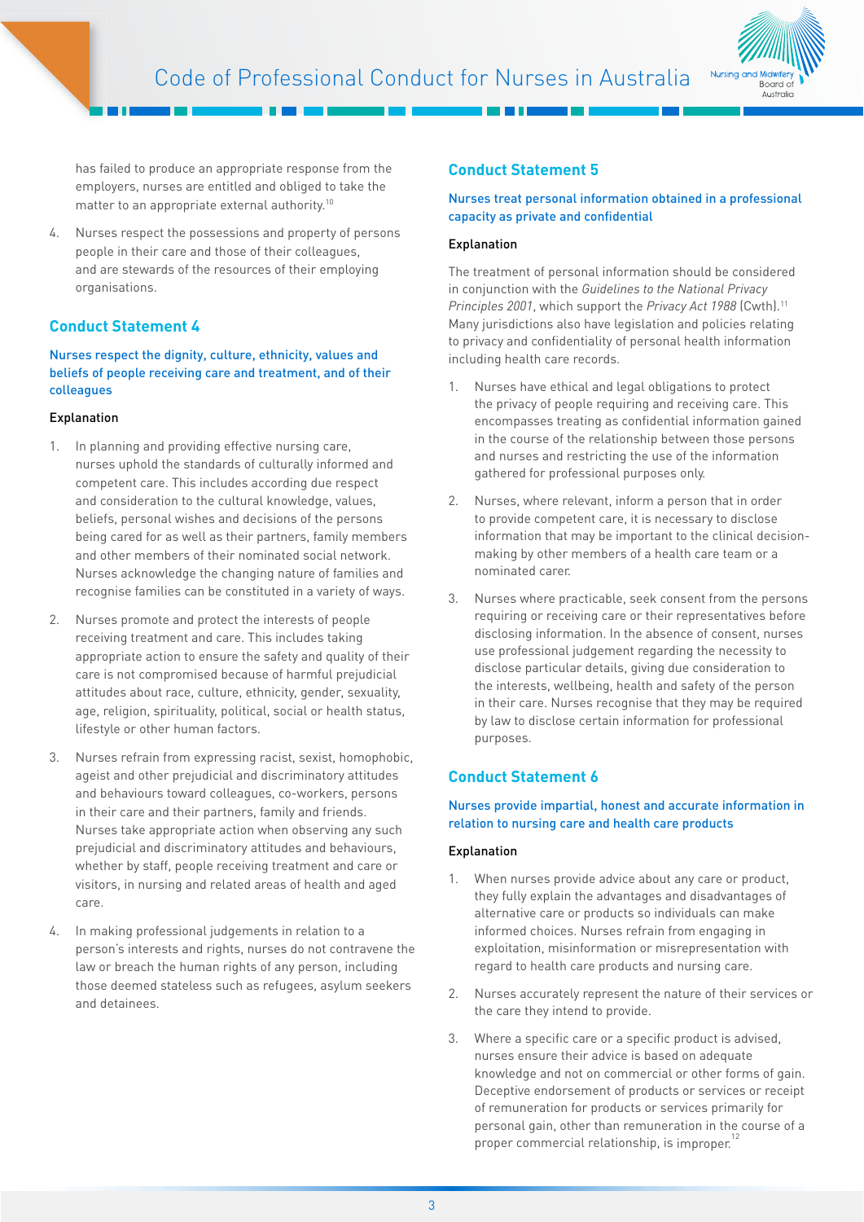has failed to produce an appropriate response from the employers, nurses are entitled and obliged to take the matter to an appropriate external authority.[10]

4. Nurses respect the possessions and property of persons people in their care and those of their colleagues, and are stewards of the resources of their employing organisations.

## Conduct Statement 4

### Nurses respect the dignity, culture, ethnicity, values and beliefs of people receiving care and treatment, and of their colleagues

#### Explanation

1. In planning and providing effective nursing care, nurses uphold the standards of culturally informed and competent care. This includes according due respect and consideration to the cultural knowledge, values, beliefs, personal wishes and decisions of the persons being cared for as well as their partners, family members and other members of their nominated social network. Nurses acknowledge the changing nature of families and recognise families can be constituted in a variety of ways.

2. Nurses promote and protect the interests of people receiving treatment and care. This includes taking appropriate action to ensure the safety and quality of their care is not compromised because of harmful prejudicial attitudes about race, culture, ethnicity, gender, sexuality, age, religion, spirituality, political, social or health status, lifestyle or other human factors.

3. Nurses refrain from expressing racist, sexist, homophobic, ageist and other prejudicial and discriminatory attitudes and behaviours toward colleagues, co-workers, persons in their care and their partners, family and friends. Nurses take appropriate action when observing any such prejudicial and discriminatory attitudes and behaviours, whether by staff, people receiving treatment and care or visitors, in nursing and related areas of health and aged care.

4. In making professional judgements in relation to a person's interests and rights, nurses do not contravene the law or breach the human rights of any person, including those deemed stateless such as refugees, asylum seekers and detainees.

## Conduct Statement 5

### Nurses treat personal information obtained in a professional capacity as private and confidential

#### Explanation

The treatment of personal information should be considered in conjunction with the *Guidelines to the National Privacy Principles 2001*, which support the *Privacy Act 1988* (Cwth).[11] Many jurisdictions also have legislation and policies relating to privacy and confidentiality of personal health information including health care records.

1. Nurses have ethical and legal obligations to protect the privacy of people requiring and receiving care. This encompasses treating as confidential information gained in the course of the relationship between those persons and nurses and restricting the use of the information gathered for professional purposes only.

2. Nurses, where relevant, inform a person that in order to provide competent care, it is necessary to disclose information that may be important to the clinical decision-making by other members of a health care team or a nominated carer.

3. Nurses where practicable, seek consent from the persons requiring or receiving care or their representatives before disclosing information. In the absence of consent, nurses use professional judgement regarding the necessity to disclose particular details, giving due consideration to the interests, wellbeing, health and safety of the person in their care. Nurses recognise that they may be required by law to disclose certain information for professional purposes.

## Conduct Statement 6

### Nurses provide impartial, honest and accurate information in relation to nursing care and health care products

#### Explanation

1. When nurses provide advice about any care or product, they fully explain the advantages and disadvantages of alternative care or products so individuals can make informed choices. Nurses refrain from engaging in exploitation, misinformation or misrepresentation with regard to health care products and nursing care.

2. Nurses accurately represent the nature of their services or the care they intend to provide.

3. Where a specific care or a specific product is advised, nurses ensure their advice is based on adequate knowledge and not on commercial or other forms of gain. Deceptive endorsement of products or services or receipt of remuneration for products or services primarily for personal gain, other than remuneration in the course of a proper commercial relationship, is improper.[12]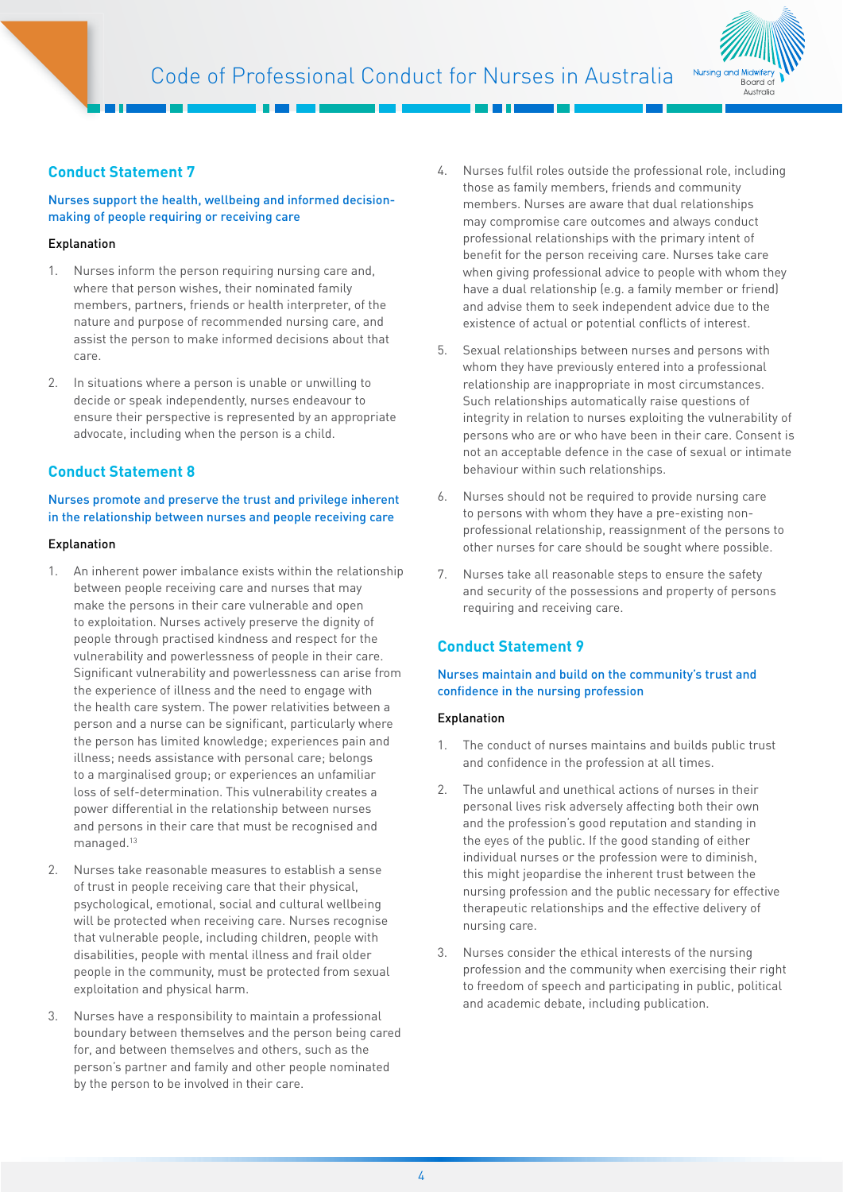## Conduct Statement 7

### Nurses support the health, wellbeing and informed decision-making of people requiring or receiving care

#### Explanation

1. Nurses inform the person requiring nursing care and, where that person wishes, their nominated family members, partners, friends or health interpreter, of the nature and purpose of recommended nursing care, and assist the person to make informed decisions about that care.
2. In situations where a person is unable or unwilling to decide or speak independently, nurses endeavour to ensure their perspective is represented by an appropriate advocate, including when the person is a child.

## Conduct Statement 8

### Nurses promote and preserve the trust and privilege inherent in the relationship between nurses and people receiving care

#### Explanation

1. An inherent power imbalance exists within the relationship between people receiving care and nurses that may make the persons in their care vulnerable and open to exploitation. Nurses actively preserve the dignity of people through practised kindness and respect for the vulnerability and powerlessness of people in their care. Significant vulnerability and powerlessness can arise from the experience of illness and the need to engage with the health care system. The power relativities between a person and a nurse can be significant, particularly where the person has limited knowledge; experiences pain and illness; needs assistance with personal care; belongs to a marginalised group; or experiences an unfamiliar loss of self-determination. This vulnerability creates a power differential in the relationship between nurses and persons in their care that must be recognised and managed.[13]
2. Nurses take reasonable measures to establish a sense of trust in people receiving care that their physical, psychological, emotional, social and cultural wellbeing will be protected when receiving care. Nurses recognise that vulnerable people, including children, people with disabilities, people with mental illness and frail older people in the community, must be protected from sexual exploitation and physical harm.
3. Nurses have a responsibility to maintain a professional boundary between themselves and the person being cared for, and between themselves and others, such as the person's partner and family and other people nominated by the person to be involved in their care.
4. Nurses fulfil roles outside the professional role, including those as family members, friends and community members. Nurses are aware that dual relationships may compromise care outcomes and always conduct professional relationships with the primary intent of benefit for the person receiving care. Nurses take care when giving professional advice to people with whom they have a dual relationship (e.g. a family member or friend) and advise them to seek independent advice due to the existence of actual or potential conflicts of interest.
5. Sexual relationships between nurses and persons with whom they have previously entered into a professional relationship are inappropriate in most circumstances. Such relationships automatically raise questions of integrity in relation to nurses exploiting the vulnerability of persons who are or who have been in their care. Consent is not an acceptable defence in the case of sexual or intimate behaviour within such relationships.
6. Nurses should not be required to provide nursing care to persons with whom they have a pre-existing non-professional relationship, reassignment of the persons to other nurses for care should be sought where possible.
7. Nurses take all reasonable steps to ensure the safety and security of the possessions and property of persons requiring and receiving care.

## Conduct Statement 9

### Nurses maintain and build on the community's trust and confidence in the nursing profession

#### Explanation

1. The conduct of nurses maintains and builds public trust and confidence in the profession at all times.
2. The unlawful and unethical actions of nurses in their personal lives risk adversely affecting both their own and the profession's good reputation and standing in the eyes of the public. If the good standing of either individual nurses or the profession were to diminish, this might jeopardise the inherent trust between the nursing profession and the public necessary for effective therapeutic relationships and the effective delivery of nursing care.
3. Nurses consider the ethical interests of the nursing profession and the community when exercising their right to freedom of speech and participating in public, political and academic debate, including publication.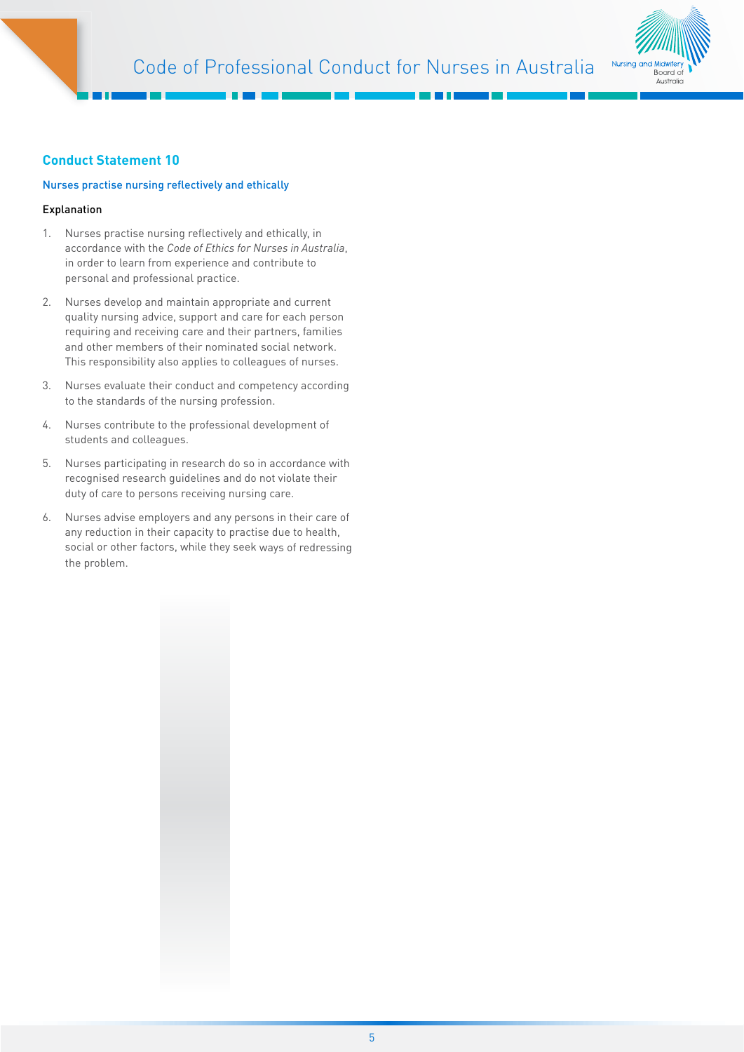## Conduct Statement 10

### Nurses practise nursing reflectively and ethically

#### Explanation

1. Nurses practise nursing reflectively and ethically, in accordance with the *Code of Ethics for Nurses in Australia*, in order to learn from experience and contribute to personal and professional practice.
2. Nurses develop and maintain appropriate and current quality nursing advice, support and care for each person requiring and receiving care and their partners, families and other members of their nominated social network. This responsibility also applies to colleagues of nurses.
3. Nurses evaluate their conduct and competency according to the standards of the nursing profession.
4. Nurses contribute to the professional development of students and colleagues.
5. Nurses participating in research do so in accordance with recognised research guidelines and do not violate their duty of care to persons receiving nursing care.
6. Nurses advise employers and any persons in their care of any reduction in their capacity to practise due to health, social or other factors, while they seek ways of redressing the problem.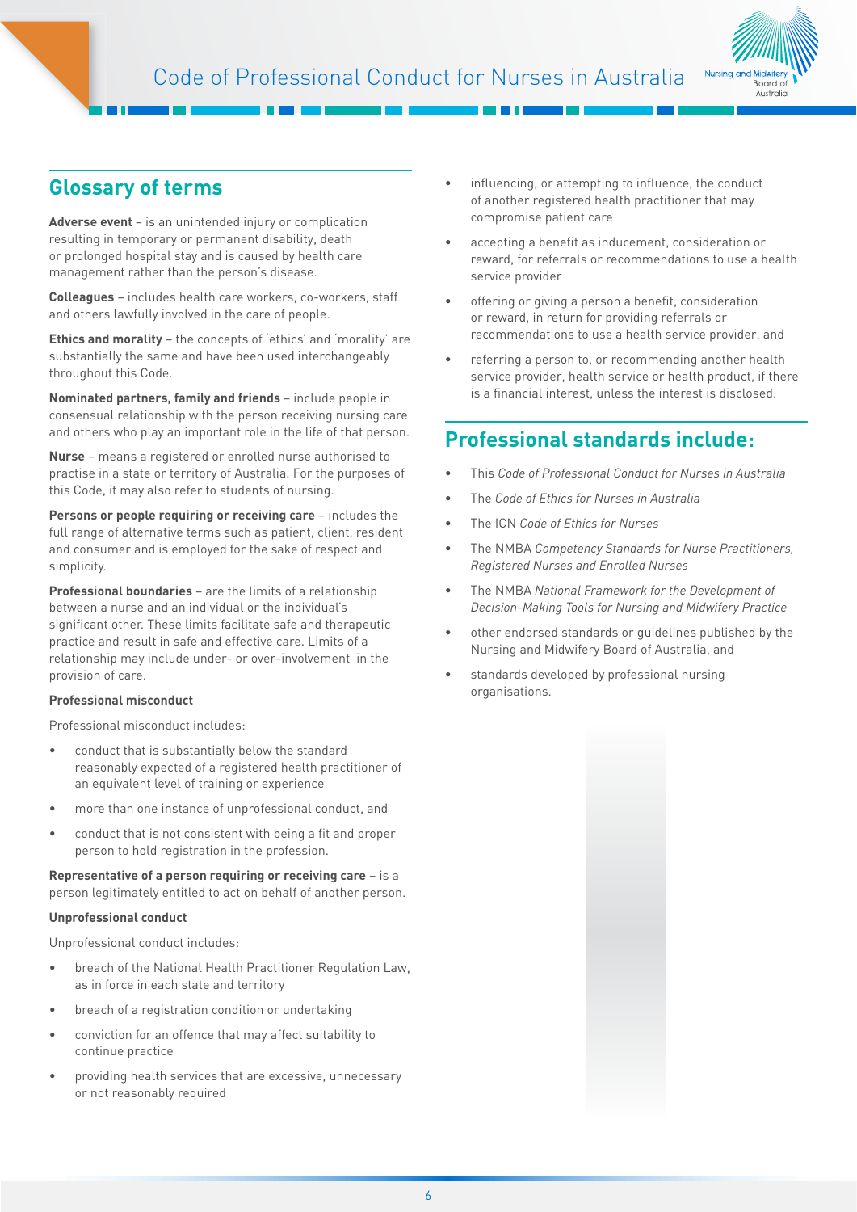## Glossary of terms

**Adverse event** – is an unintended injury or complication resulting in temporary or permanent disability, death or prolonged hospital stay and is caused by health care management rather than the person's disease.

**Colleagues** – includes health care workers, co-workers, staff and others lawfully involved in the care of people.

**Ethics and morality** – the concepts of 'ethics' and 'morality' are substantially the same and have been used interchangeably throughout this Code.

**Nominated partners, family and friends** – include people in consensual relationship with the person receiving nursing care and others who play an important role in the life of that person.

**Nurse** – means a registered or enrolled nurse authorised to practise in a state or territory of Australia. For the purposes of this Code, it may also refer to students of nursing.

**Persons or people requiring or receiving care** – includes the full range of alternative terms such as patient, client, resident and consumer and is employed for the sake of respect and simplicity.

**Professional boundaries** – are the limits of a relationship between a nurse and an individual or the individual's significant other. These limits facilitate safe and therapeutic practice and result in safe and effective care. Limits of a relationship may include under- or over-involvement in the provision of care.

**Professional misconduct**

Professional misconduct includes:

- conduct that is substantially below the standard reasonably expected of a registered health practitioner of an equivalent level of training or experience
- more than one instance of unprofessional conduct, and
- conduct that is not consistent with being a fit and proper person to hold registration in the profession.

**Representative of a person requiring or receiving care** – is a person legitimately entitled to act on behalf of another person.

**Unprofessional conduct**

Unprofessional conduct includes:

- breach of the National Health Practitioner Regulation Law, as in force in each state and territory
- breach of a registration condition or undertaking
- conviction for an offence that may affect suitability to continue practice
- providing health services that are excessive, unnecessary or not reasonably required
- influencing, or attempting to influence, the conduct of another registered health practitioner that may compromise patient care
- accepting a benefit as inducement, consideration or reward, for referrals or recommendations to use a health service provider
- offering or giving a person a benefit, consideration or reward, in return for providing referrals or recommendations to use a health service provider, and
- referring a person to, or recommending another health service provider, health service or health product, if there is a financial interest, unless the interest is disclosed.

## Professional standards include:

- This *Code of Professional Conduct for Nurses in Australia*
- The *Code of Ethics for Nurses in Australia*
- The ICN *Code of Ethics for Nurses*
- The NMBA *Competency Standards for Nurse Practitioners, Registered Nurses and Enrolled Nurses*
- The NMBA *National Framework for the Development of Decision-Making Tools for Nursing and Midwifery Practice*
- other endorsed standards or guidelines published by the Nursing and Midwifery Board of Australia, and
- standards developed by professional nursing organisations.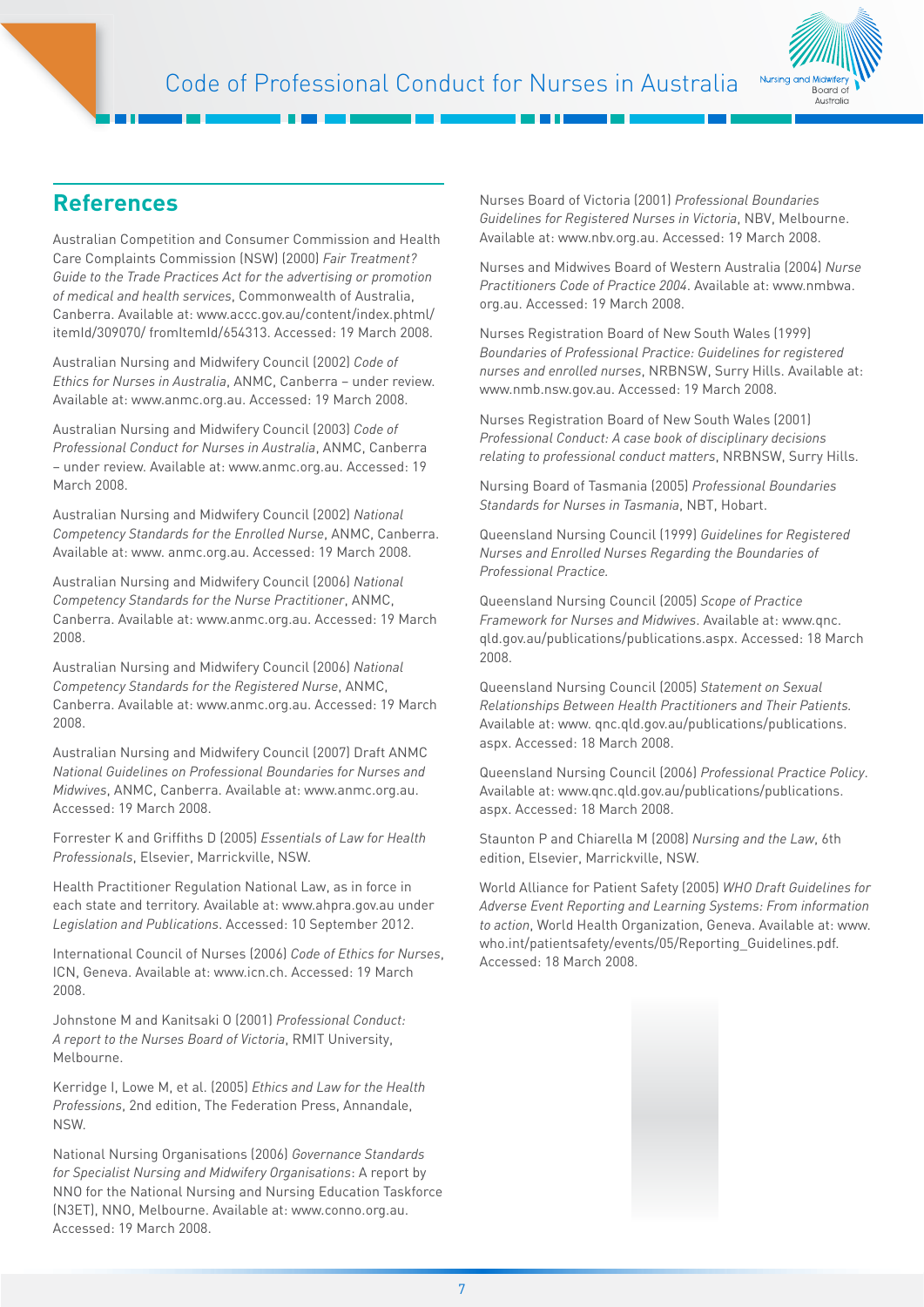## References

Australian Competition and Consumer Commission and Health Care Complaints Commission (NSW) (2000) *Fair Treatment? Guide to the Trade Practices Act for the advertising or promotion of medical and health services*, Commonwealth of Australia, Canberra. Available at: www.accc.gov.au/content/index.phtml/itemId/309070/ fromItemId/654313. Accessed: 19 March 2008.

Australian Nursing and Midwifery Council (2002) *Code of Ethics for Nurses in Australia*, ANMC, Canberra – under review. Available at: www.anmc.org.au. Accessed: 19 March 2008.

Australian Nursing and Midwifery Council (2003) *Code of Professional Conduct for Nurses in Australia*, ANMC, Canberra – under review. Available at: www.anmc.org.au. Accessed: 19 March 2008.

Australian Nursing and Midwifery Council (2002) *National Competency Standards for the Enrolled Nurse*, ANMC, Canberra. Available at: www. anmc.org.au. Accessed: 19 March 2008.

Australian Nursing and Midwifery Council (2006) *National Competency Standards for the Nurse Practitioner*, ANMC, Canberra. Available at: www.anmc.org.au. Accessed: 19 March 2008.

Australian Nursing and Midwifery Council (2006) *National Competency Standards for the Registered Nurse*, ANMC, Canberra. Available at: www.anmc.org.au. Accessed: 19 March 2008.

Australian Nursing and Midwifery Council (2007) Draft ANMC *National Guidelines on Professional Boundaries for Nurses and Midwives*, ANMC, Canberra. Available at: www.anmc.org.au. Accessed: 19 March 2008.

Forrester K and Griffiths D (2005) *Essentials of Law for Health Professionals*, Elsevier, Marrickville, NSW.

Health Practitioner Regulation National Law, as in force in each state and territory. Available at: www.ahpra.gov.au under *Legislation and Publications*. Accessed: 10 September 2012.

International Council of Nurses (2006) *Code of Ethics for Nurses*, ICN, Geneva. Available at: www.icn.ch. Accessed: 19 March 2008.

Johnstone M and Kanitsaki O (2001) *Professional Conduct: A report to the Nurses Board of Victoria*, RMIT University, Melbourne.

Kerridge I, Lowe M, et al. (2005) *Ethics and Law for the Health Professions*, 2nd edition, The Federation Press, Annandale, NSW.

National Nursing Organisations (2006) *Governance Standards for Specialist Nursing and Midwifery Organisations*: A report by NNO for the National Nursing and Nursing Education Taskforce (N3ET), NNO, Melbourne. Available at: www.conno.org.au. Accessed: 19 March 2008.

Nurses Board of Victoria (2001) *Professional Boundaries Guidelines for Registered Nurses in Victoria*, NBV, Melbourne. Available at: www.nbv.org.au. Accessed: 19 March 2008.

Nurses and Midwives Board of Western Australia (2004) *Nurse Practitioners Code of Practice 2004*. Available at: www.nmbwa.org.au. Accessed: 19 March 2008.

Nurses Registration Board of New South Wales (1999) *Boundaries of Professional Practice: Guidelines for registered nurses and enrolled nurses*, NRBNSW, Surry Hills. Available at: www.nmb.nsw.gov.au. Accessed: 19 March 2008.

Nurses Registration Board of New South Wales (2001) *Professional Conduct: A case book of disciplinary decisions relating to professional conduct matters*, NRBNSW, Surry Hills.

Nursing Board of Tasmania (2005) *Professional Boundaries Standards for Nurses in Tasmania*, NBT, Hobart.

Queensland Nursing Council (1999) *Guidelines for Registered Nurses and Enrolled Nurses Regarding the Boundaries of Professional Practice.*

Queensland Nursing Council (2005) *Scope of Practice Framework for Nurses and Midwives*. Available at: www.qnc.qld.gov.au/publications/publications.aspx. Accessed: 18 March 2008.

Queensland Nursing Council (2005) *Statement on Sexual Relationships Between Health Practitioners and Their Patients.* Available at: www. qnc.qld.gov.au/publications/publications.aspx. Accessed: 18 March 2008.

Queensland Nursing Council (2006) *Professional Practice Policy*. Available at: www.qnc.qld.gov.au/publications/publications.aspx. Accessed: 18 March 2008.

Staunton P and Chiarella M (2008) *Nursing and the Law*, 6th edition, Elsevier, Marrickville, NSW.

World Alliance for Patient Safety (2005) *WHO Draft Guidelines for Adverse Event Reporting and Learning Systems: From information to action*, World Health Organization, Geneva. Available at: www.who.int/patientsafety/events/05/Reporting_Guidelines.pdf. Accessed: 18 March 2008.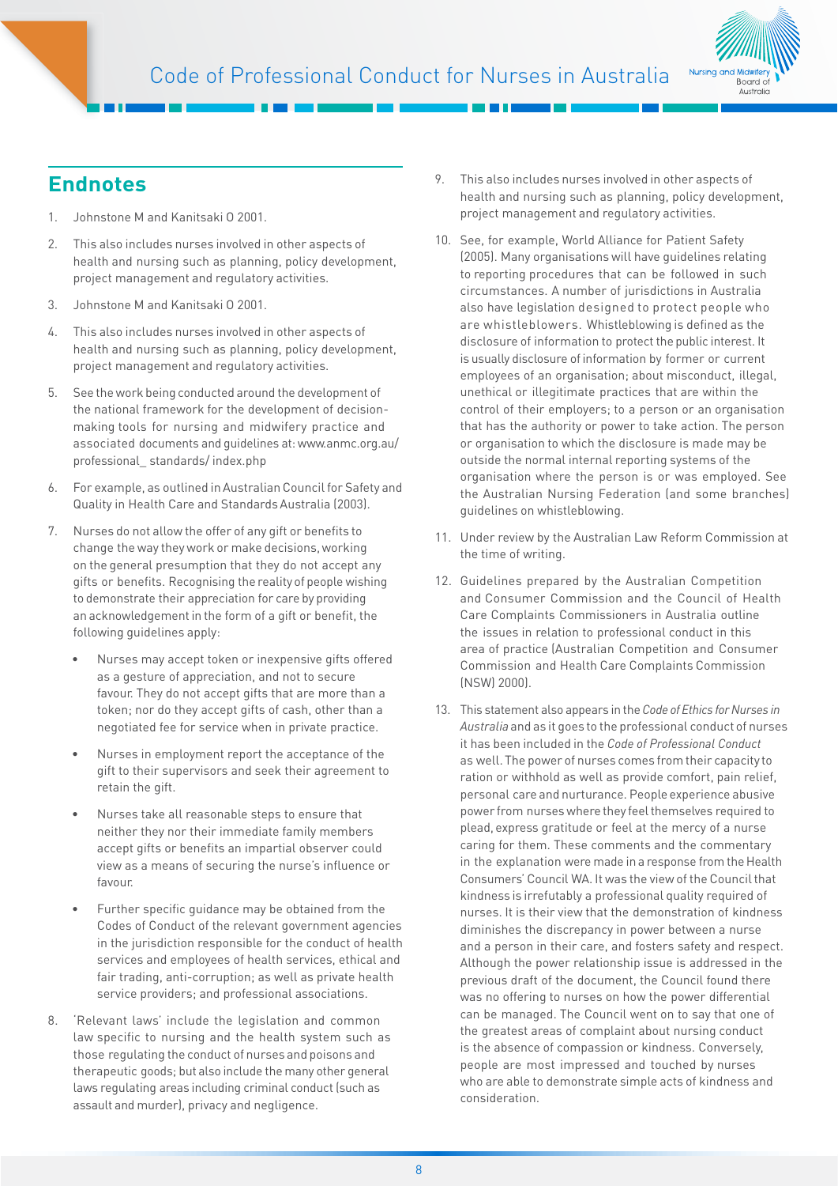## Endnotes

1. Johnstone M and Kanitsaki O 2001.

2. This also includes nurses involved in other aspects of health and nursing such as planning, policy development, project management and regulatory activities.

3. Johnstone M and Kanitsaki O 2001.

4. This also includes nurses involved in other aspects of health and nursing such as planning, policy development, project management and regulatory activities.

5. See the work being conducted around the development of the national framework for the development of decision-making tools for nursing and midwifery practice and associated documents and guidelines at: www.anmc.org.au/professional_ standards/ index.php

6. For example, as outlined in Australian Council for Safety and Quality in Health Care and Standards Australia (2003).

7. Nurses do not allow the offer of any gift or benefits to change the way they work or make decisions, working on the general presumption that they do not accept any gifts or benefits. Recognising the reality of people wishing to demonstrate their appreciation for care by providing an acknowledgement in the form of a gift or benefit, the following guidelines apply:

   - Nurses may accept token or inexpensive gifts offered as a gesture of appreciation, and not to secure favour. They do not accept gifts that are more than a token; nor do they accept gifts of cash, other than a negotiated fee for service when in private practice.
   - Nurses in employment report the acceptance of the gift to their supervisors and seek their agreement to retain the gift.
   - Nurses take all reasonable steps to ensure that neither they nor their immediate family members accept gifts or benefits an impartial observer could view as a means of securing the nurse's influence or favour.
   - Further specific guidance may be obtained from the Codes of Conduct of the relevant government agencies in the jurisdiction responsible for the conduct of health services and employees of health services, ethical and fair trading, anti-corruption; as well as private health service providers; and professional associations.

8. 'Relevant laws' include the legislation and common law specific to nursing and the health system such as those regulating the conduct of nurses and poisons and therapeutic goods; but also include the many other general laws regulating areas including criminal conduct (such as assault and murder), privacy and negligence.

9. This also includes nurses involved in other aspects of health and nursing such as planning, policy development, project management and regulatory activities.

10. See, for example, World Alliance for Patient Safety (2005). Many organisations will have guidelines relating to reporting procedures that can be followed in such circumstances. A number of jurisdictions in Australia also have legislation designed to protect people who are whistleblowers. Whistleblowing is defined as the disclosure of information to protect the public interest. It is usually disclosure of information by former or current employees of an organisation; about misconduct, illegal, unethical or illegitimate practices that are within the control of their employers; to a person or an organisation that has the authority or power to take action. The person or organisation to which the disclosure is made may be outside the normal internal reporting systems of the organisation where the person is or was employed. See the Australian Nursing Federation (and some branches) guidelines on whistleblowing.

11. Under review by the Australian Law Reform Commission at the time of writing.

12. Guidelines prepared by the Australian Competition and Consumer Commission and the Council of Health Care Complaints Commissioners in Australia outline the issues in relation to professional conduct in this area of practice (Australian Competition and Consumer Commission and Health Care Complaints Commission (NSW) 2000).

13. This statement also appears in the *Code of Ethics for Nurses in Australia* and as it goes to the professional conduct of nurses it has been included in the *Code of Professional Conduct* as well. The power of nurses comes from their capacity to ration or withhold as well as provide comfort, pain relief, personal care and nurturance. People experience abusive power from nurses where they feel themselves required to plead, express gratitude or feel at the mercy of a nurse caring for them. These comments and the commentary in the explanation were made in a response from the Health Consumers' Council WA. It was the view of the Council that kindness is irrefutably a professional quality required of nurses. It is their view that the demonstration of kindness diminishes the discrepancy in power between a nurse and a person in their care, and fosters safety and respect. Although the power relationship issue is addressed in the previous draft of the document, the Council found there was no offering to nurses on how the power differential can be managed. The Council went on to say that one of the greatest areas of complaint about nursing conduct is the absence of compassion or kindness. Conversely, people are most impressed and touched by nurses who are able to demonstrate simple acts of kindness and consideration.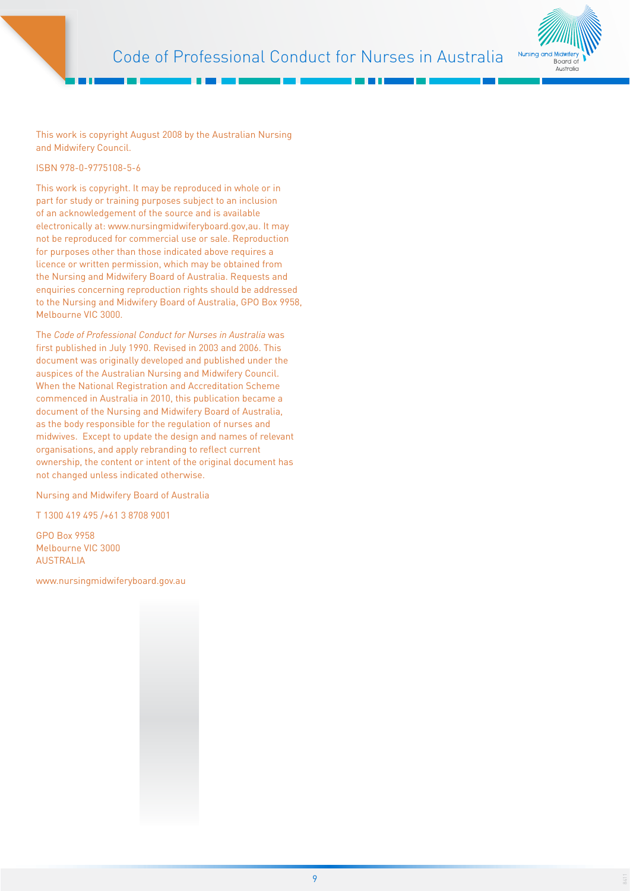This work is copyright August 2008 by the Australian Nursing and Midwifery Council.

ISBN 978-0-9775108-5-6

This work is copyright. It may be reproduced in whole or in part for study or training purposes subject to an inclusion of an acknowledgement of the source and is available electronically at: www.nursingmidwiferyboard.gov,au. It may not be reproduced for commercial use or sale. Reproduction for purposes other than those indicated above requires a licence or written permission, which may be obtained from the Nursing and Midwifery Board of Australia. Requests and enquiries concerning reproduction rights should be addressed to the Nursing and Midwifery Board of Australia, GPO Box 9958, Melbourne VIC 3000.

The *Code of Professional Conduct for Nurses in Australia* was first published in July 1990. Revised in 2003 and 2006. This document was originally developed and published under the auspices of the Australian Nursing and Midwifery Council. When the National Registration and Accreditation Scheme commenced in Australia in 2010, this publication became a document of the Nursing and Midwifery Board of Australia, as the body responsible for the regulation of nurses and midwives. Except to update the design and names of relevant organisations, and apply rebranding to reflect current ownership, the content or intent of the original document has not changed unless indicated otherwise.

Nursing and Midwifery Board of Australia

T 1300 419 495 /+61 3 8708 9001

GPO Box 9958
Melbourne VIC 3000
AUSTRALIA

www.nursingmidwiferyboard.gov.au